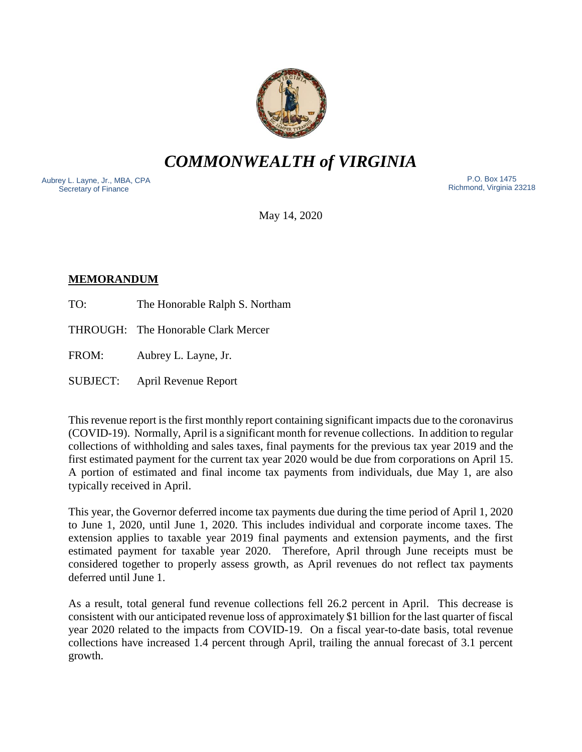# *COMMONWEALTH of VIRGINIA*

Aubrey L. Layne, Jr., MBA, CPA
Secretary of Finance

P.O. Box 1475
Richmond, Virginia 23218

May 14, 2020

**MEMORANDUM**

TO: The Honorable Ralph S. Northam

THROUGH: The Honorable Clark Mercer

FROM: Aubrey L. Layne, Jr.

SUBJECT: April Revenue Report

This revenue report is the first monthly report containing significant impacts due to the coronavirus (COVID-19). Normally, April is a significant month for revenue collections. In addition to regular collections of withholding and sales taxes, final payments for the previous tax year 2019 and the first estimated payment for the current tax year 2020 would be due from corporations on April 15. A portion of estimated and final income tax payments from individuals, due May 1, are also typically received in April.

This year, the Governor deferred income tax payments due during the time period of April 1, 2020 to June 1, 2020, until June 1, 2020. This includes individual and corporate income taxes. The extension applies to taxable year 2019 final payments and extension payments, and the first estimated payment for taxable year 2020. Therefore, April through June receipts must be considered together to properly assess growth, as April revenues do not reflect tax payments deferred until June 1.

As a result, total general fund revenue collections fell 26.2 percent in April. This decrease is consistent with our anticipated revenue loss of approximately $1 billion for the last quarter of fiscal year 2020 related to the impacts from COVID-19. On a fiscal year-to-date basis, total revenue collections have increased 1.4 percent through April, trailing the annual forecast of 3.1 percent growth.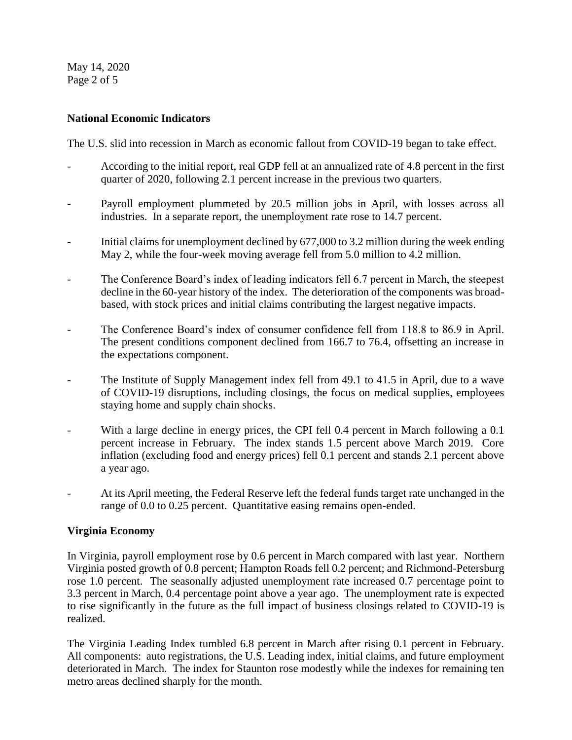## National Economic Indicators

The U.S. slid into recession in March as economic fallout from COVID-19 began to take effect.

- According to the initial report, real GDP fell at an annualized rate of 4.8 percent in the first quarter of 2020, following 2.1 percent increase in the previous two quarters.
- Payroll employment plummeted by 20.5 million jobs in April, with losses across all industries. In a separate report, the unemployment rate rose to 14.7 percent.
- Initial claims for unemployment declined by 677,000 to 3.2 million during the week ending May 2, while the four-week moving average fell from 5.0 million to 4.2 million.
- The Conference Board's index of leading indicators fell 6.7 percent in March, the steepest decline in the 60-year history of the index. The deterioration of the components was broad-based, with stock prices and initial claims contributing the largest negative impacts.
- The Conference Board's index of consumer confidence fell from 118.8 to 86.9 in April. The present conditions component declined from 166.7 to 76.4, offsetting an increase in the expectations component.
- The Institute of Supply Management index fell from 49.1 to 41.5 in April, due to a wave of COVID-19 disruptions, including closings, the focus on medical supplies, employees staying home and supply chain shocks.
- With a large decline in energy prices, the CPI fell 0.4 percent in March following a 0.1 percent increase in February. The index stands 1.5 percent above March 2019. Core inflation (excluding food and energy prices) fell 0.1 percent and stands 2.1 percent above a year ago.
- At its April meeting, the Federal Reserve left the federal funds target rate unchanged in the range of 0.0 to 0.25 percent. Quantitative easing remains open-ended.

## Virginia Economy

In Virginia, payroll employment rose by 0.6 percent in March compared with last year. Northern Virginia posted growth of 0.8 percent; Hampton Roads fell 0.2 percent; and Richmond-Petersburg rose 1.0 percent. The seasonally adjusted unemployment rate increased 0.7 percentage point to 3.3 percent in March, 0.4 percentage point above a year ago. The unemployment rate is expected to rise significantly in the future as the full impact of business closings related to COVID-19 is realized.

The Virginia Leading Index tumbled 6.8 percent in March after rising 0.1 percent in February. All components: auto registrations, the U.S. Leading index, initial claims, and future employment deteriorated in March. The index for Staunton rose modestly while the indexes for remaining ten metro areas declined sharply for the month.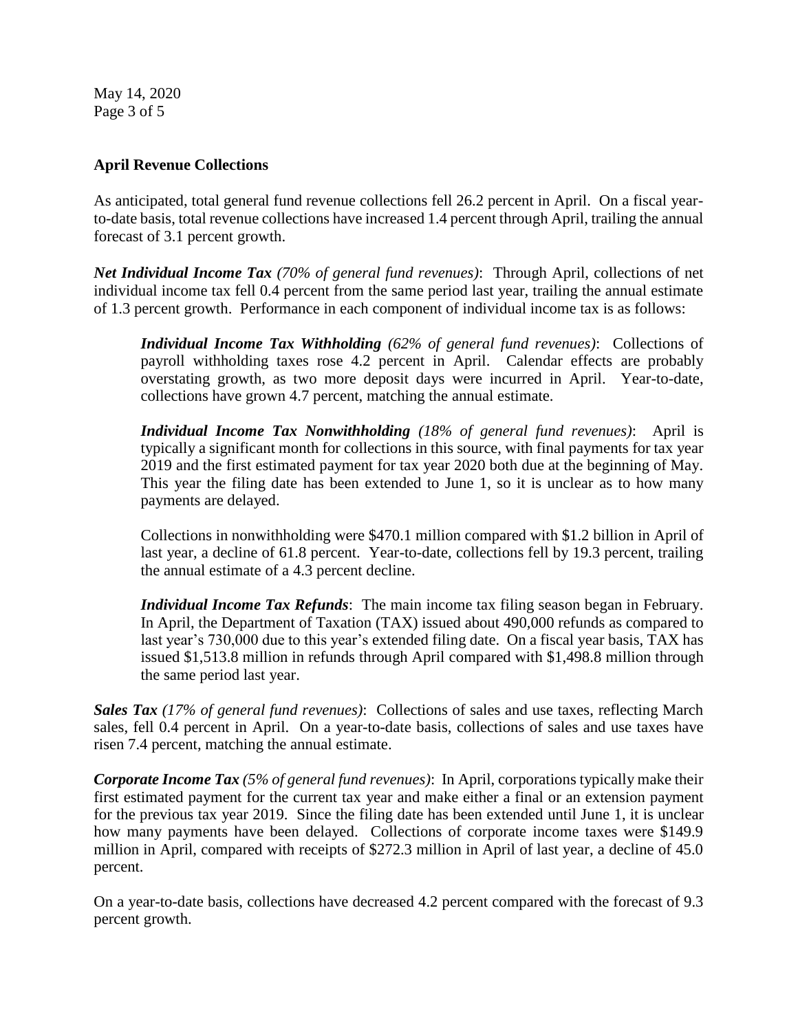**April Revenue Collections**

As anticipated, total general fund revenue collections fell 26.2 percent in April. On a fiscal year-to-date basis, total revenue collections have increased 1.4 percent through April, trailing the annual forecast of 3.1 percent growth.

***Net Individual Income Tax** (70% of general fund revenues)*: Through April, collections of net individual income tax fell 0.4 percent from the same period last year, trailing the annual estimate of 1.3 percent growth. Performance in each component of individual income tax is as follows:

> ***Individual Income Tax Withholding** (62% of general fund revenues)*: Collections of payroll withholding taxes rose 4.2 percent in April. Calendar effects are probably overstating growth, as two more deposit days were incurred in April. Year-to-date, collections have grown 4.7 percent, matching the annual estimate.
>
> ***Individual Income Tax Nonwithholding** (18% of general fund revenues)*: April is typically a significant month for collections in this source, with final payments for tax year 2019 and the first estimated payment for tax year 2020 both due at the beginning of May. This year the filing date has been extended to June 1, so it is unclear as to how many payments are delayed.
>
> Collections in nonwithholding were $470.1 million compared with $1.2 billion in April of last year, a decline of 61.8 percent. Year-to-date, collections fell by 19.3 percent, trailing the annual estimate of a 4.3 percent decline.
>
> ***Individual Income Tax Refunds***: The main income tax filing season began in February. In April, the Department of Taxation (TAX) issued about 490,000 refunds as compared to last year's 730,000 due to this year's extended filing date. On a fiscal year basis, TAX has issued $1,513.8 million in refunds through April compared with $1,498.8 million through the same period last year.

***Sales Tax** (17% of general fund revenues)*: Collections of sales and use taxes, reflecting March sales, fell 0.4 percent in April. On a year-to-date basis, collections of sales and use taxes have risen 7.4 percent, matching the annual estimate.

***Corporate Income Tax** (5% of general fund revenues)*: In April, corporations typically make their first estimated payment for the current tax year and make either a final or an extension payment for the previous tax year 2019. Since the filing date has been extended until June 1, it is unclear how many payments have been delayed. Collections of corporate income taxes were $149.9 million in April, compared with receipts of $272.3 million in April of last year, a decline of 45.0 percent.

On a year-to-date basis, collections have decreased 4.2 percent compared with the forecast of 9.3 percent growth.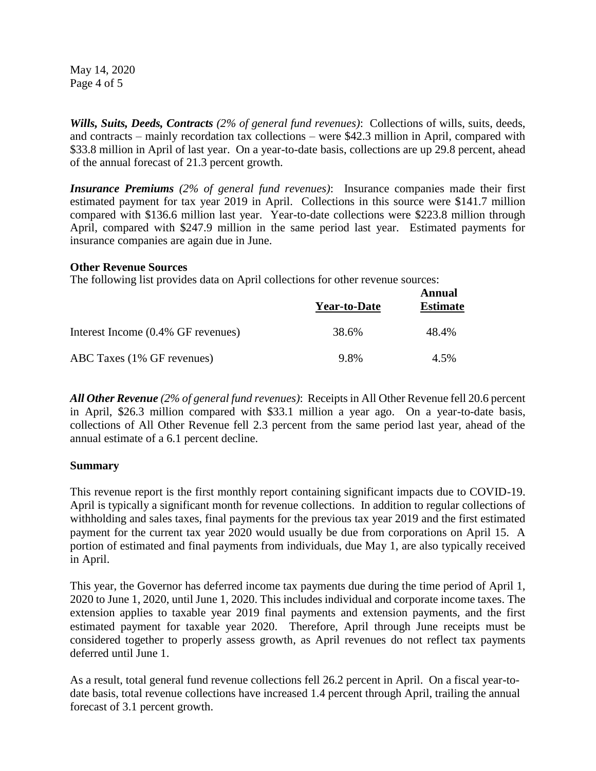***Wills, Suits, Deeds, Contracts*** *(2% of general fund revenues)*: Collections of wills, suits, deeds, and contracts – mainly recordation tax collections – were $42.3 million in April, compared with $33.8 million in April of last year. On a year-to-date basis, collections are up 29.8 percent, ahead of the annual forecast of 21.3 percent growth.

***Insurance Premiums*** *(2% of general fund revenues)*: Insurance companies made their first estimated payment for tax year 2019 in April. Collections in this source were $141.7 million compared with $136.6 million last year. Year-to-date collections were $223.8 million through April, compared with $247.9 million in the same period last year. Estimated payments for insurance companies are again due in June.

**Other Revenue Sources**

The following list provides data on April collections for other revenue sources:

| | Year-to-Date | Annual Estimate |
|---|---|---|
| Interest Income (0.4% GF revenues) | 38.6% | 48.4% |
| ABC Taxes (1% GF revenues) | 9.8% | 4.5% |

***All Other Revenue*** *(2% of general fund revenues)*: Receipts in All Other Revenue fell 20.6 percent in April, $26.3 million compared with $33.1 million a year ago. On a year-to-date basis, collections of All Other Revenue fell 2.3 percent from the same period last year, ahead of the annual estimate of a 6.1 percent decline.

**Summary**

This revenue report is the first monthly report containing significant impacts due to COVID-19. April is typically a significant month for revenue collections. In addition to regular collections of withholding and sales taxes, final payments for the previous tax year 2019 and the first estimated payment for the current tax year 2020 would usually be due from corporations on April 15. A portion of estimated and final payments from individuals, due May 1, are also typically received in April.

This year, the Governor has deferred income tax payments due during the time period of April 1, 2020 to June 1, 2020, until June 1, 2020. This includes individual and corporate income taxes. The extension applies to taxable year 2019 final payments and extension payments, and the first estimated payment for taxable year 2020. Therefore, April through June receipts must be considered together to properly assess growth, as April revenues do not reflect tax payments deferred until June 1.

As a result, total general fund revenue collections fell 26.2 percent in April. On a fiscal year-to-date basis, total revenue collections have increased 1.4 percent through April, trailing the annual forecast of 3.1 percent growth.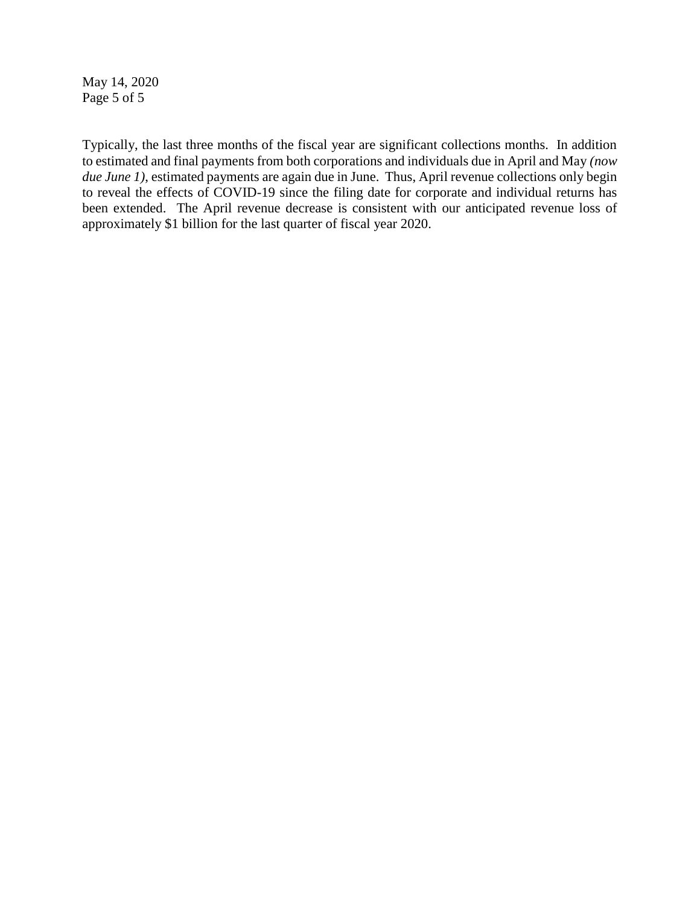Typically, the last three months of the fiscal year are significant collections months. In addition to estimated and final payments from both corporations and individuals due in April and May *(now due June 1)*, estimated payments are again due in June. Thus, April revenue collections only begin to reveal the effects of COVID-19 since the filing date for corporate and individual returns has been extended. The April revenue decrease is consistent with our anticipated revenue loss of approximately $1 billion for the last quarter of fiscal year 2020.